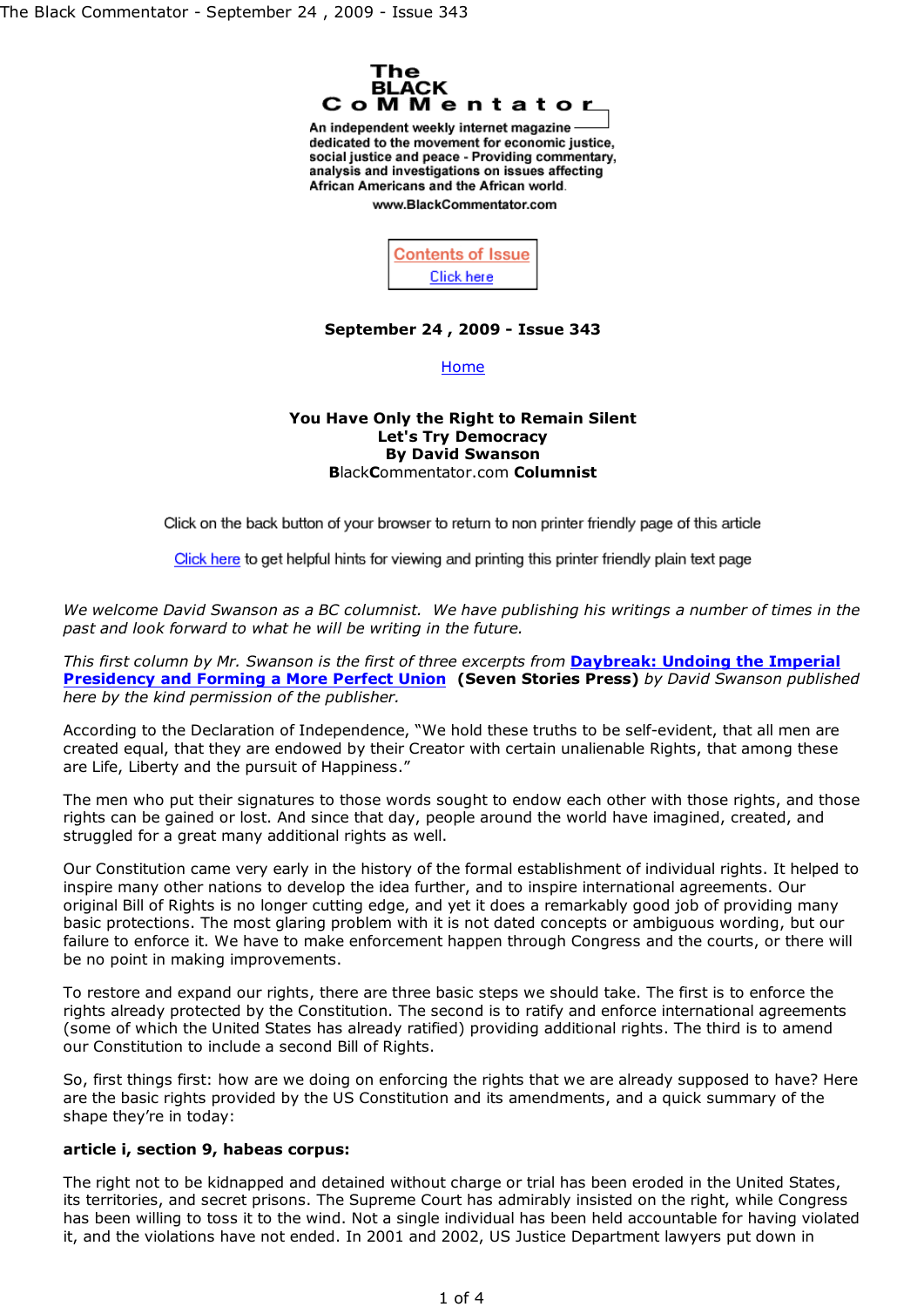**The BLACK CoMMentator**

An independent weekly internet magazine dedicated to the movement for economic justice, social justice and peace - Providing commentary, analysis and investigations on issues affecting African Americans and the African world.

www.BlackCommentator.com

Contents of Issue
Click here

**September 24 , 2009 - Issue 343**

Home

**You Have Only the Right to Remain Silent**
**Let's Try Democracy**
**By David Swanson**
**B**lack**C**ommentator.com **Columnist**

Click on the back button of your browser to return to non printer friendly page of this article

Click here to get helpful hints for viewing and printing this printer friendly plain text page

*We welcome David Swanson as a BC columnist. We have publishing his writings a number of times in the past and look forward to what he will be writing in the future.*

*This first column by Mr. Swanson is the first of three excerpts from* **Daybreak: Undoing the Imperial Presidency and Forming a More Perfect Union** **(Seven Stories Press)** *by David Swanson published here by the kind permission of the publisher.*

According to the Declaration of Independence, "We hold these truths to be self-evident, that all men are created equal, that they are endowed by their Creator with certain unalienable Rights, that among these are Life, Liberty and the pursuit of Happiness."

The men who put their signatures to those words sought to endow each other with those rights, and those rights can be gained or lost. And since that day, people around the world have imagined, created, and struggled for a great many additional rights as well.

Our Constitution came very early in the history of the formal establishment of individual rights. It helped to inspire many other nations to develop the idea further, and to inspire international agreements. Our original Bill of Rights is no longer cutting edge, and yet it does a remarkably good job of providing many basic protections. The most glaring problem with it is not dated concepts or ambiguous wording, but our failure to enforce it. We have to make enforcement happen through Congress and the courts, or there will be no point in making improvements.

To restore and expand our rights, there are three basic steps we should take. The first is to enforce the rights already protected by the Constitution. The second is to ratify and enforce international agreements (some of which the United States has already ratified) providing additional rights. The third is to amend our Constitution to include a second Bill of Rights.

So, first things first: how are we doing on enforcing the rights that we are already supposed to have? Here are the basic rights provided by the US Constitution and its amendments, and a quick summary of the shape they're in today:

**article i, section 9, habeas corpus:**

The right not to be kidnapped and detained without charge or trial has been eroded in the United States, its territories, and secret prisons. The Supreme Court has admirably insisted on the right, while Congress has been willing to toss it to the wind. Not a single individual has been held accountable for having violated it, and the violations have not ended. In 2001 and 2002, US Justice Department lawyers put down in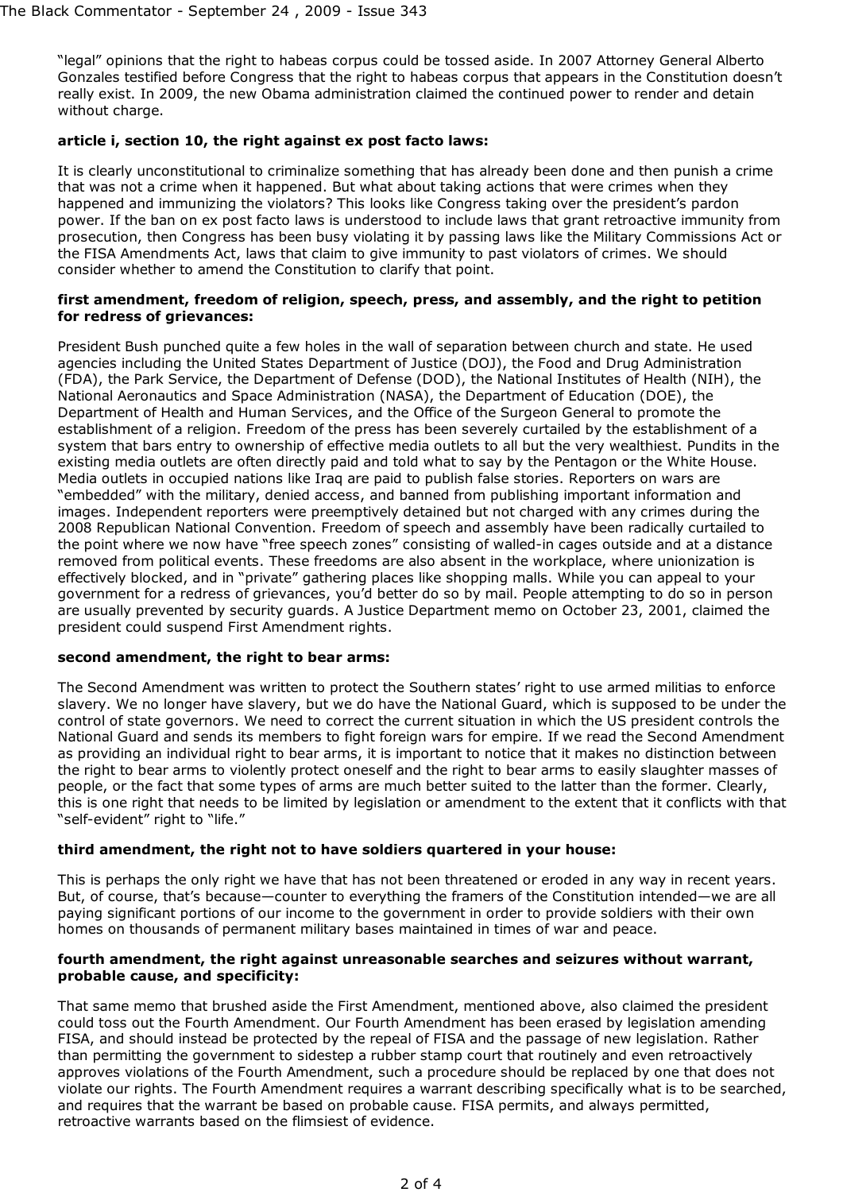“legal” opinions that the right to habeas corpus could be tossed aside. In 2007 Attorney General Alberto Gonzales testified before Congress that the right to habeas corpus that appears in the Constitution doesn’t really exist. In 2009, the new Obama administration claimed the continued power to render and detain without charge.

**article i, section 10, the right against ex post facto laws:**

It is clearly unconstitutional to criminalize something that has already been done and then punish a crime that was not a crime when it happened. But what about taking actions that were crimes when they happened and immunizing the violators? This looks like Congress taking over the president’s pardon power. If the ban on ex post facto laws is understood to include laws that grant retroactive immunity from prosecution, then Congress has been busy violating it by passing laws like the Military Commissions Act or the FISA Amendments Act, laws that claim to give immunity to past violators of crimes. We should consider whether to amend the Constitution to clarify that point.

**first amendment, freedom of religion, speech, press, and assembly, and the right to petition for redress of grievances:**

President Bush punched quite a few holes in the wall of separation between church and state. He used agencies including the United States Department of Justice (DOJ), the Food and Drug Administration (FDA), the Park Service, the Department of Defense (DOD), the National Institutes of Health (NIH), the National Aeronautics and Space Administration (NASA), the Department of Education (DOE), the Department of Health and Human Services, and the Office of the Surgeon General to promote the establishment of a religion. Freedom of the press has been severely curtailed by the establishment of a system that bars entry to ownership of effective media outlets to all but the very wealthiest. Pundits in the existing media outlets are often directly paid and told what to say by the Pentagon or the White House. Media outlets in occupied nations like Iraq are paid to publish false stories. Reporters on wars are “embedded” with the military, denied access, and banned from publishing important information and images. Independent reporters were preemptively detained but not charged with any crimes during the 2008 Republican National Convention. Freedom of speech and assembly have been radically curtailed to the point where we now have “free speech zones” consisting of walled-in cages outside and at a distance removed from political events. These freedoms are also absent in the workplace, where unionization is effectively blocked, and in “private” gathering places like shopping malls. While you can appeal to your government for a redress of grievances, you’d better do so by mail. People attempting to do so in person are usually prevented by security guards. A Justice Department memo on October 23, 2001, claimed the president could suspend First Amendment rights.

**second amendment, the right to bear arms:**

The Second Amendment was written to protect the Southern states’ right to use armed militias to enforce slavery. We no longer have slavery, but we do have the National Guard, which is supposed to be under the control of state governors. We need to correct the current situation in which the US president controls the National Guard and sends its members to fight foreign wars for empire. If we read the Second Amendment as providing an individual right to bear arms, it is important to notice that it makes no distinction between the right to bear arms to violently protect oneself and the right to bear arms to easily slaughter masses of people, or the fact that some types of arms are much better suited to the latter than the former. Clearly, this is one right that needs to be limited by legislation or amendment to the extent that it conflicts with that “self-evident” right to “life.”

**third amendment, the right not to have soldiers quartered in your house:**

This is perhaps the only right we have that has not been threatened or eroded in any way in recent years. But, of course, that’s because—counter to everything the framers of the Constitution intended—we are all paying significant portions of our income to the government in order to provide soldiers with their own homes on thousands of permanent military bases maintained in times of war and peace.

**fourth amendment, the right against unreasonable searches and seizures without warrant, probable cause, and specificity:**

That same memo that brushed aside the First Amendment, mentioned above, also claimed the president could toss out the Fourth Amendment. Our Fourth Amendment has been erased by legislation amending FISA, and should instead be protected by the repeal of FISA and the passage of new legislation. Rather than permitting the government to sidestep a rubber stamp court that routinely and even retroactively approves violations of the Fourth Amendment, such a procedure should be replaced by one that does not violate our rights. The Fourth Amendment requires a warrant describing specifically what is to be searched, and requires that the warrant be based on probable cause. FISA permits, and always permitted, retroactive warrants based on the flimsiest of evidence.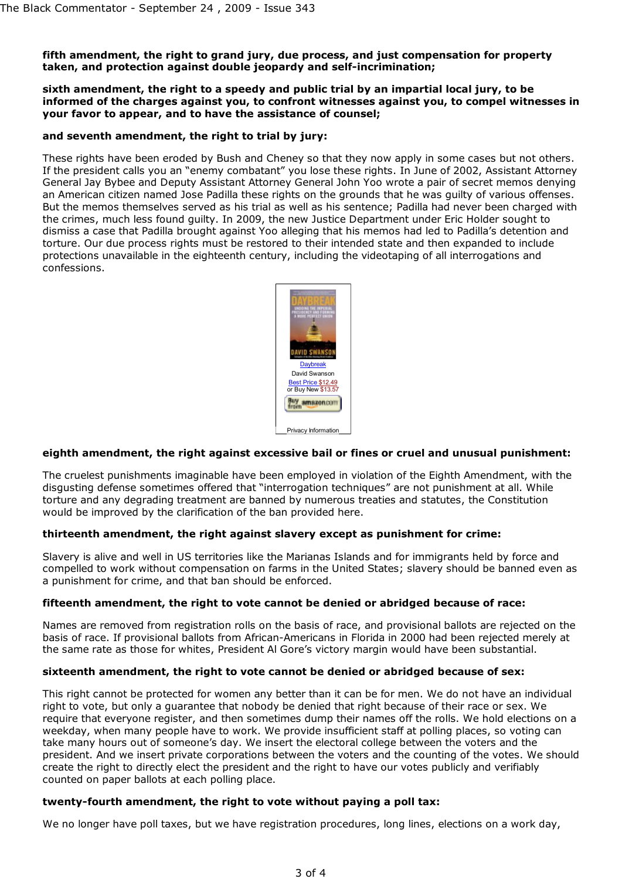**fifth amendment, the right to grand jury, due process, and just compensation for property taken, and protection against double jeopardy and self-incrimination;**

**sixth amendment, the right to a speedy and public trial by an impartial local jury, to be informed of the charges against you, to confront witnesses against you, to compel witnesses in your favor to appear, and to have the assistance of counsel;**

**and seventh amendment, the right to trial by jury:**

These rights have been eroded by Bush and Cheney so that they now apply in some cases but not others. If the president calls you an "enemy combatant" you lose these rights. In June of 2002, Assistant Attorney General Jay Bybee and Deputy Assistant Attorney General John Yoo wrote a pair of secret memos denying an American citizen named Jose Padilla these rights on the grounds that he was guilty of various offenses. But the memos themselves served as his trial as well as his sentence; Padilla had never been charged with the crimes, much less found guilty. In 2009, the new Justice Department under Eric Holder sought to dismiss a case that Padilla brought against Yoo alleging that his memos had led to Padilla's detention and torture. Our due process rights must be restored to their intended state and then expanded to include protections unavailable in the eighteenth century, including the videotaping of all interrogations and confessions.

Daybreak
David Swanson
Best Price $12.49
or Buy New $13.57

Privacy Information

**eighth amendment, the right against excessive bail or fines or cruel and unusual punishment:**

The cruelest punishments imaginable have been employed in violation of the Eighth Amendment, with the disgusting defense sometimes offered that "interrogation techniques" are not punishment at all. While torture and any degrading treatment are banned by numerous treaties and statutes, the Constitution would be improved by the clarification of the ban provided here.

**thirteenth amendment, the right against slavery except as punishment for crime:**

Slavery is alive and well in US territories like the Marianas Islands and for immigrants held by force and compelled to work without compensation on farms in the United States; slavery should be banned even as a punishment for crime, and that ban should be enforced.

**fifteenth amendment, the right to vote cannot be denied or abridged because of race:**

Names are removed from registration rolls on the basis of race, and provisional ballots are rejected on the basis of race. If provisional ballots from African-Americans in Florida in 2000 had been rejected merely at the same rate as those for whites, President Al Gore's victory margin would have been substantial.

**sixteenth amendment, the right to vote cannot be denied or abridged because of sex:**

This right cannot be protected for women any better than it can be for men. We do not have an individual right to vote, but only a guarantee that nobody be denied that right because of their race or sex. We require that everyone register, and then sometimes dump their names off the rolls. We hold elections on a weekday, when many people have to work. We provide insufficient staff at polling places, so voting can take many hours out of someone's day. We insert the electoral college between the voters and the president. And we insert private corporations between the voters and the counting of the votes. We should create the right to directly elect the president and the right to have our votes publicly and verifiably counted on paper ballots at each polling place.

**twenty-fourth amendment, the right to vote without paying a poll tax:**

We no longer have poll taxes, but we have registration procedures, long lines, elections on a work day,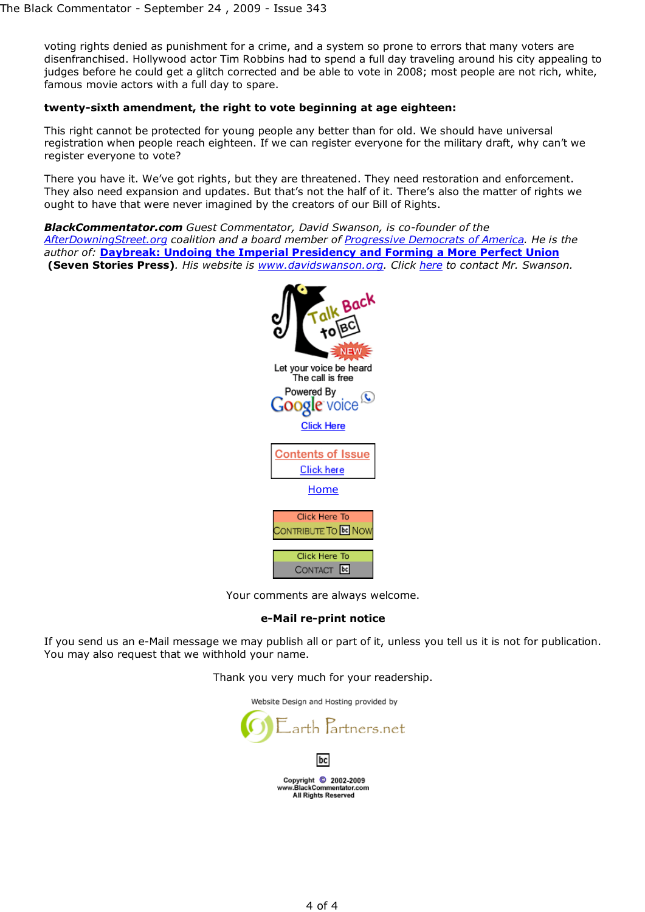voting rights denied as punishment for a crime, and a system so prone to errors that many voters are disenfranchised. Hollywood actor Tim Robbins had to spend a full day traveling around his city appealing to judges before he could get a glitch corrected and be able to vote in 2008; most people are not rich, white, famous movie actors with a full day to spare.

**twenty-sixth amendment, the right to vote beginning at age eighteen:**

This right cannot be protected for young people any better than for old. We should have universal registration when people reach eighteen. If we can register everyone for the military draft, why can't we register everyone to vote?

There you have it. We've got rights, but they are threatened. They need restoration and enforcement. They also need expansion and updates. But that's not the half of it. There's also the matter of rights we ought to have that were never imagined by the creators of our Bill of Rights.

***BlackCommentator.com*** *Guest Commentator, David Swanson, is co-founder of the AfterDowningStreet.org coalition and a board member of Progressive Democrats of America. He is the author of:* **Daybreak: Undoing the Imperial Presidency and Forming a More Perfect Union (Seven Stories Press)**. *His website is www.davidswanson.org. Click here to contact Mr. Swanson.*

Talk Back to BC NEW

Let your voice be heard

The call is free

Powered By Google voice

Click Here

Contents of Issue

Click here

Home

Click Here To CONTRIBUTE To bc NOW

Click Here To CONTACT bc

Your comments are always welcome.

**e-Mail re-print notice**

If you send us an e-Mail message we may publish all or part of it, unless you tell us it is not for publication. You may also request that we withhold your name.

Thank you very much for your readership.

Website Design and Hosting provided by

Earth Partners.net

bc

Copyright © 2002-2009
www.BlackCommentator.com
All Rights Reserved